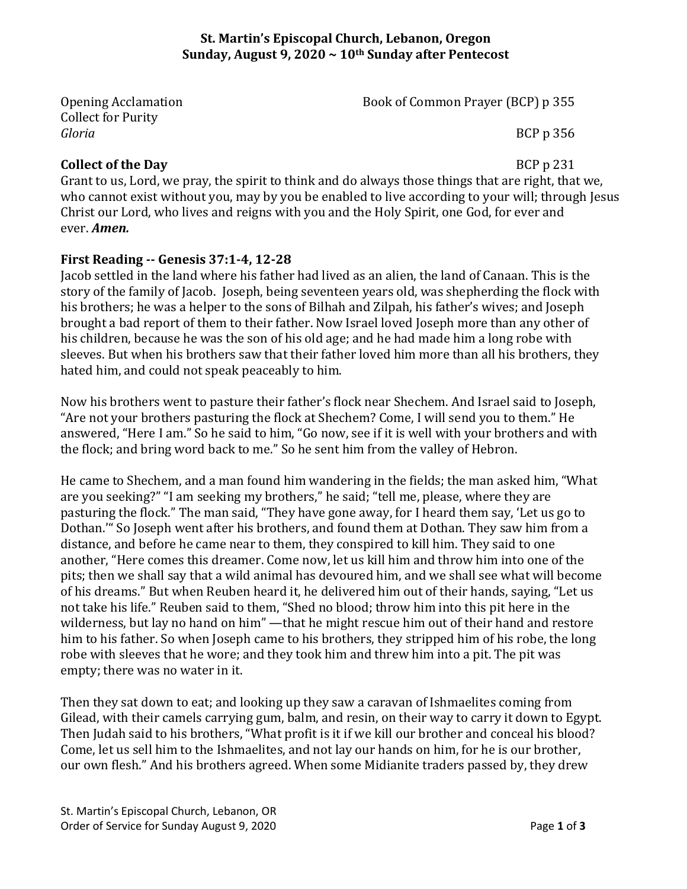**St. Martin's Episcopal Church, Lebanon, Oregon**
**Sunday, August 9, 2020 ~ 10th Sunday after Pentecost**

Opening Acclamation — Book of Common Prayer (BCP) p 355
Collect for Purity
*Gloria* — BCP p 356

**Collect of the Day** — BCP p 231

Grant to us, Lord, we pray, the spirit to think and do always those things that are right, that we, who cannot exist without you, may by you be enabled to live according to your will; through Jesus Christ our Lord, who lives and reigns with you and the Holy Spirit, one God, for ever and ever. ***Amen.***

**First Reading -- Genesis 37:1-4, 12-28**

Jacob settled in the land where his father had lived as an alien, the land of Canaan. This is the story of the family of Jacob. Joseph, being seventeen years old, was shepherding the flock with his brothers; he was a helper to the sons of Bilhah and Zilpah, his father's wives; and Joseph brought a bad report of them to their father. Now Israel loved Joseph more than any other of his children, because he was the son of his old age; and he had made him a long robe with sleeves. But when his brothers saw that their father loved him more than all his brothers, they hated him, and could not speak peaceably to him.

Now his brothers went to pasture their father's flock near Shechem. And Israel said to Joseph, "Are not your brothers pasturing the flock at Shechem? Come, I will send you to them." He answered, "Here I am." So he said to him, "Go now, see if it is well with your brothers and with the flock; and bring word back to me." So he sent him from the valley of Hebron.

He came to Shechem, and a man found him wandering in the fields; the man asked him, "What are you seeking?" "I am seeking my brothers," he said; "tell me, please, where they are pasturing the flock." The man said, "They have gone away, for I heard them say, 'Let us go to Dothan.'" So Joseph went after his brothers, and found them at Dothan. They saw him from a distance, and before he came near to them, they conspired to kill him. They said to one another, "Here comes this dreamer. Come now, let us kill him and throw him into one of the pits; then we shall say that a wild animal has devoured him, and we shall see what will become of his dreams." But when Reuben heard it, he delivered him out of their hands, saying, "Let us not take his life." Reuben said to them, "Shed no blood; throw him into this pit here in the wilderness, but lay no hand on him" —that he might rescue him out of their hand and restore him to his father. So when Joseph came to his brothers, they stripped him of his robe, the long robe with sleeves that he wore; and they took him and threw him into a pit. The pit was empty; there was no water in it.

Then they sat down to eat; and looking up they saw a caravan of Ishmaelites coming from Gilead, with their camels carrying gum, balm, and resin, on their way to carry it down to Egypt. Then Judah said to his brothers, "What profit is it if we kill our brother and conceal his blood? Come, let us sell him to the Ishmaelites, and not lay our hands on him, for he is our brother, our own flesh." And his brothers agreed. When some Midianite traders passed by, they drew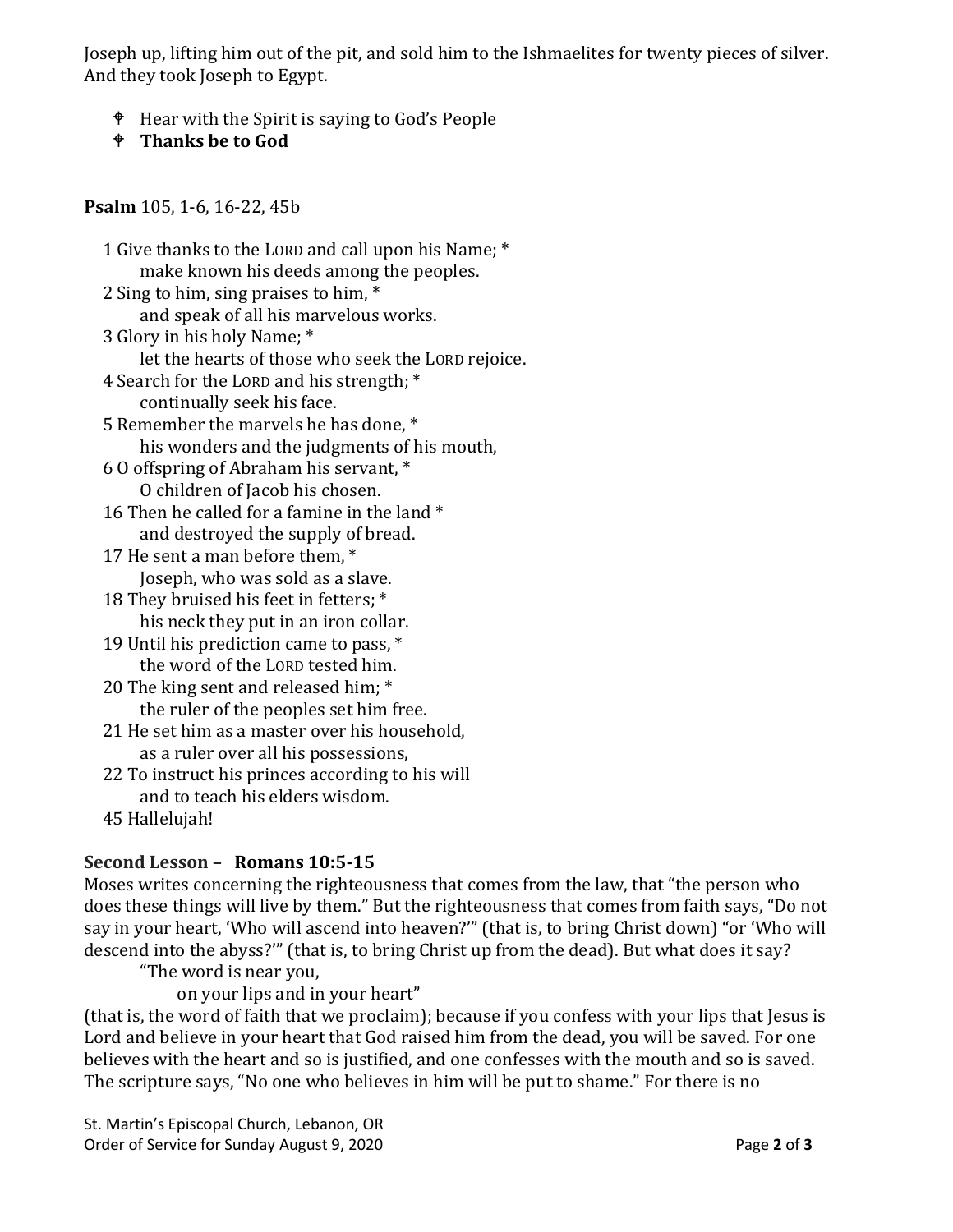Joseph up, lifting him out of the pit, and sold him to the Ishmaelites for twenty pieces of silver. And they took Joseph to Egypt.

- ✟ Hear with the Spirit is saying to God's People
- ✟ **Thanks be to God**

**Psalm** 105, 1-6, 16-22, 45b

1 Give thanks to the LORD and call upon his Name; *
&nbsp;&nbsp;&nbsp;&nbsp;make known his deeds among the peoples.
2 Sing to him, sing praises to him, *
&nbsp;&nbsp;&nbsp;&nbsp;and speak of all his marvelous works.
3 Glory in his holy Name; *
&nbsp;&nbsp;&nbsp;&nbsp;let the hearts of those who seek the LORD rejoice.
4 Search for the LORD and his strength; *
&nbsp;&nbsp;&nbsp;&nbsp;continually seek his face.
5 Remember the marvels he has done, *
&nbsp;&nbsp;&nbsp;&nbsp;his wonders and the judgments of his mouth,
6 O offspring of Abraham his servant, *
&nbsp;&nbsp;&nbsp;&nbsp;O children of Jacob his chosen.
16 Then he called for a famine in the land *
&nbsp;&nbsp;&nbsp;&nbsp;and destroyed the supply of bread.
17 He sent a man before them, *
&nbsp;&nbsp;&nbsp;&nbsp;Joseph, who was sold as a slave.
18 They bruised his feet in fetters; *
&nbsp;&nbsp;&nbsp;&nbsp;his neck they put in an iron collar.
19 Until his prediction came to pass, *
&nbsp;&nbsp;&nbsp;&nbsp;the word of the LORD tested him.
20 The king sent and released him; *
&nbsp;&nbsp;&nbsp;&nbsp;the ruler of the peoples set him free.
21 He set him as a master over his household,
&nbsp;&nbsp;&nbsp;&nbsp;as a ruler over all his possessions,
22 To instruct his princes according to his will
&nbsp;&nbsp;&nbsp;&nbsp;and to teach his elders wisdom.
45 Hallelujah!

**Second Lesson – Romans 10:5-15**

Moses writes concerning the righteousness that comes from the law, that "the person who does these things will live by them." But the righteousness that comes from faith says, "Do not say in your heart, 'Who will ascend into heaven?'" (that is, to bring Christ down) "or 'Who will descend into the abyss?'" (that is, to bring Christ up from the dead). But what does it say?

&nbsp;&nbsp;&nbsp;&nbsp;"The word is near you,
&nbsp;&nbsp;&nbsp;&nbsp;&nbsp;&nbsp;&nbsp;&nbsp;on your lips and in your heart"

(that is, the word of faith that we proclaim); because if you confess with your lips that Jesus is Lord and believe in your heart that God raised him from the dead, you will be saved. For one believes with the heart and so is justified, and one confesses with the mouth and so is saved. The scripture says, "No one who believes in him will be put to shame." For there is no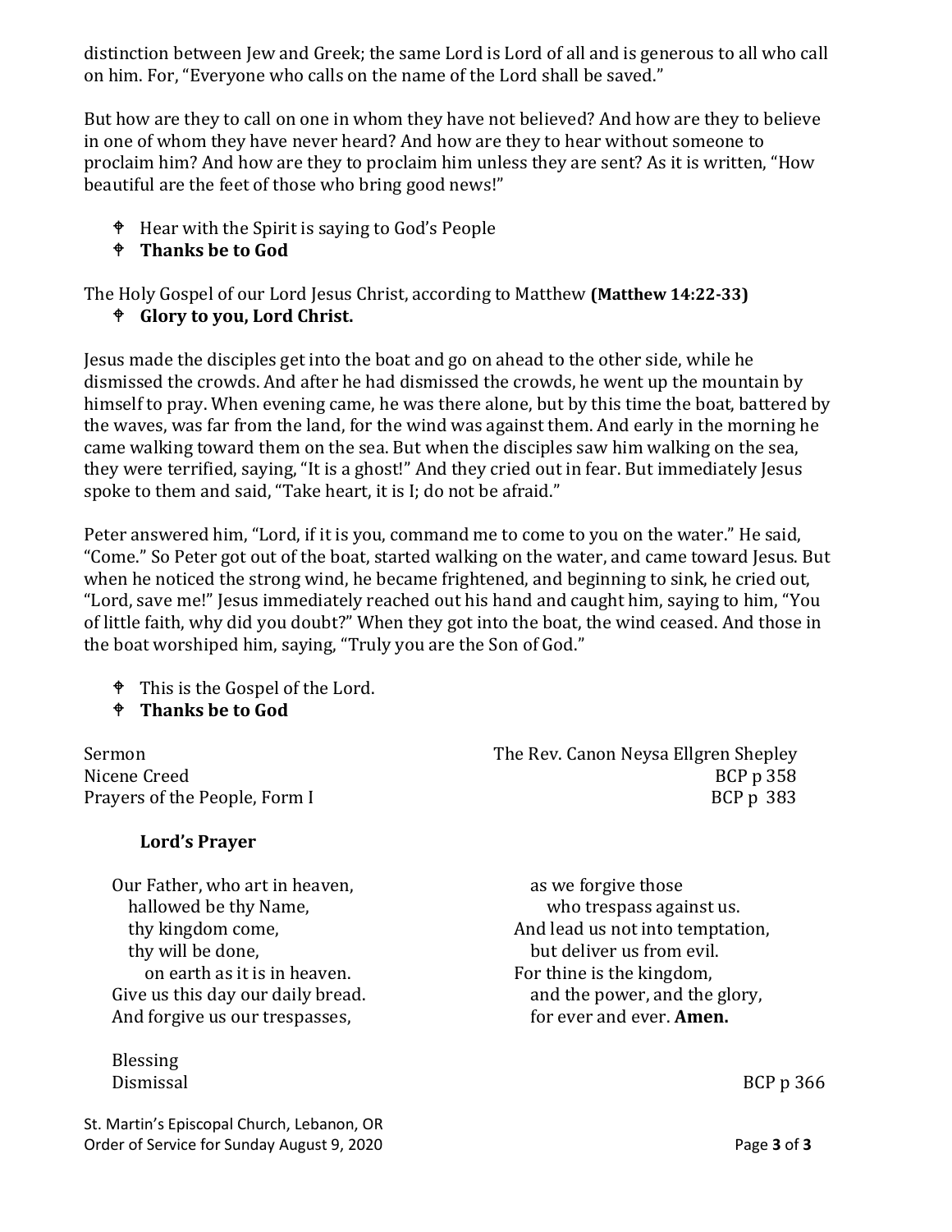distinction between Jew and Greek; the same Lord is Lord of all and is generous to all who call on him. For, "Everyone who calls on the name of the Lord shall be saved."

But how are they to call on one in whom they have not believed? And how are they to believe in one of whom they have never heard? And how are they to hear without someone to proclaim him? And how are they to proclaim him unless they are sent? As it is written, "How beautiful are the feet of those who bring good news!"

- ☩ Hear with the Spirit is saying to God's People
- ☩ **Thanks be to God**

The Holy Gospel of our Lord Jesus Christ, according to Matthew **(Matthew 14:22-33)**

- ☩ **Glory to you, Lord Christ.**

Jesus made the disciples get into the boat and go on ahead to the other side, while he dismissed the crowds. And after he had dismissed the crowds, he went up the mountain by himself to pray. When evening came, he was there alone, but by this time the boat, battered by the waves, was far from the land, for the wind was against them. And early in the morning he came walking toward them on the sea. But when the disciples saw him walking on the sea, they were terrified, saying, "It is a ghost!" And they cried out in fear. But immediately Jesus spoke to them and said, "Take heart, it is I; do not be afraid."

Peter answered him, "Lord, if it is you, command me to come to you on the water." He said, "Come." So Peter got out of the boat, started walking on the water, and came toward Jesus. But when he noticed the strong wind, he became frightened, and beginning to sink, he cried out, "Lord, save me!" Jesus immediately reached out his hand and caught him, saying to him, "You of little faith, why did you doubt?" When they got into the boat, the wind ceased. And those in the boat worshiped him, saying, "Truly you are the Son of God."

- ☩ This is the Gospel of the Lord.
- ☩ **Thanks be to God**

Sermon — The Rev. Canon Neysa Ellgren Shepley
Nicene Creed — BCP p 358
Prayers of the People, Form I — BCP p 383

**Lord's Prayer**

Our Father, who art in heaven,
hallowed be thy Name,
thy kingdom come,
thy will be done,
on earth as it is in heaven.
Give us this day our daily bread.
And forgive us our trespasses,
as we forgive those
who trespass against us.
And lead us not into temptation,
but deliver us from evil.
For thine is the kingdom,
and the power, and the glory,
for ever and ever. **Amen.**

Blessing
Dismissal — BCP p 366

St. Martin's Episcopal Church, Lebanon, OR
Order of Service for Sunday August 9, 2020